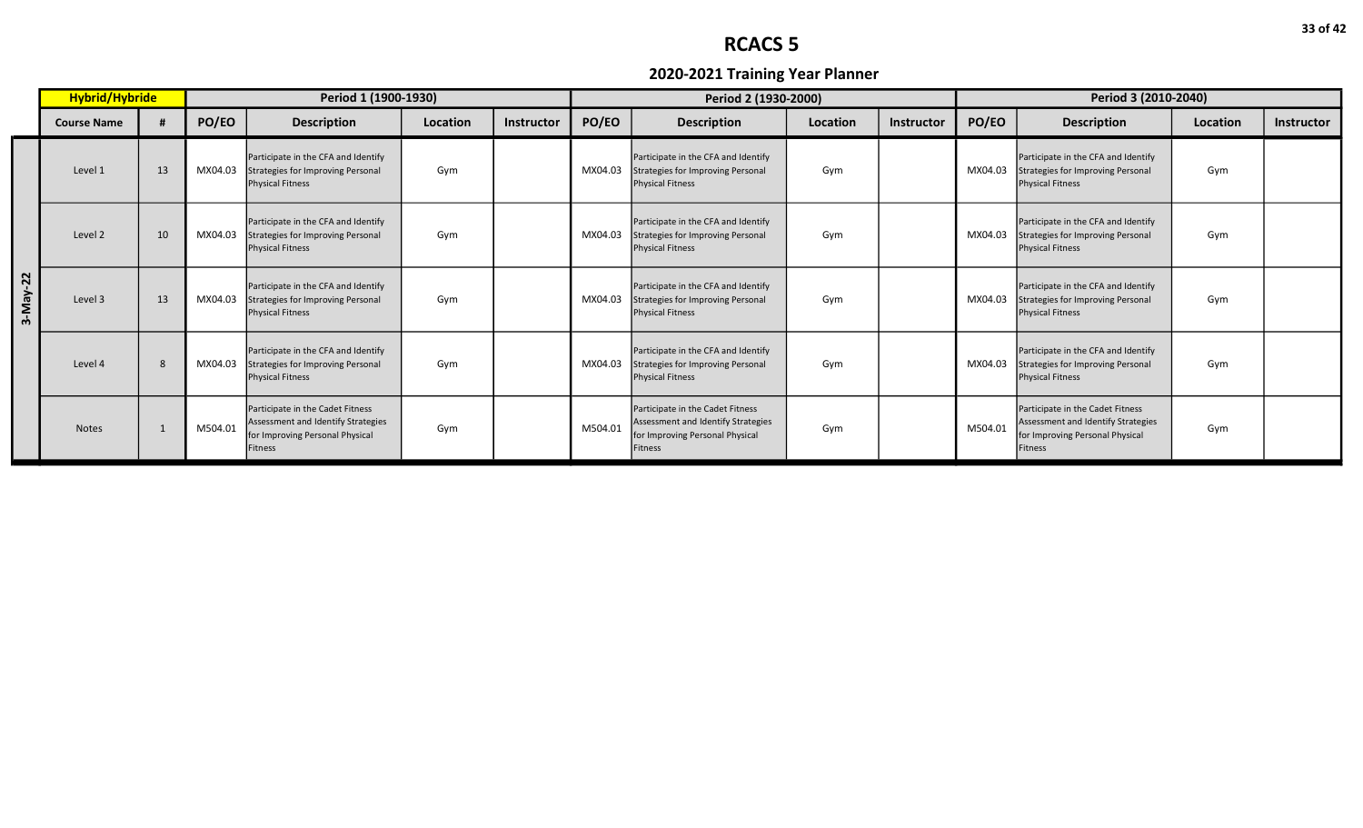# RCACS 5

## 2020-2021 Training Year Planner

| | Hybrid/Hybride | | Period 1 (1900-1930) | | | | Period 2 (1930-2000) | | | | Period 3 (2010-2040) | | | |
|---|---|---|---|---|---|---|---|---|---|---|---|---|---|---|
| | Course Name | # | PO/EO | Description | Location | Instructor | PO/EO | Description | Location | Instructor | PO/EO | Description | Location | Instructor |
| 3-May-22 | Level 1 | 13 | MX04.03 | Participate in the CFA and Identify Strategies for Improving Personal Physical Fitness | Gym | | MX04.03 | Participate in the CFA and Identify Strategies for Improving Personal Physical Fitness | Gym | | MX04.03 | Participate in the CFA and Identify Strategies for Improving Personal Physical Fitness | Gym | |
| | Level 2 | 10 | MX04.03 | Participate in the CFA and Identify Strategies for Improving Personal Physical Fitness | Gym | | MX04.03 | Participate in the CFA and Identify Strategies for Improving Personal Physical Fitness | Gym | | MX04.03 | Participate in the CFA and Identify Strategies for Improving Personal Physical Fitness | Gym | |
| | Level 3 | 13 | MX04.03 | Participate in the CFA and Identify Strategies for Improving Personal Physical Fitness | Gym | | MX04.03 | Participate in the CFA and Identify Strategies for Improving Personal Physical Fitness | Gym | | MX04.03 | Participate in the CFA and Identify Strategies for Improving Personal Physical Fitness | Gym | |
| | Level 4 | 8 | MX04.03 | Participate in the CFA and Identify Strategies for Improving Personal Physical Fitness | Gym | | MX04.03 | Participate in the CFA and Identify Strategies for Improving Personal Physical Fitness | Gym | | MX04.03 | Participate in the CFA and Identify Strategies for Improving Personal Physical Fitness | Gym | |
| | Notes | 1 | M504.01 | Participate in the Cadet Fitness Assessment and Identify Strategies for Improving Personal Physical Fitness | Gym | | M504.01 | Participate in the Cadet Fitness Assessment and Identify Strategies for Improving Personal Physical Fitness | Gym | | M504.01 | Participate in the Cadet Fitness Assessment and Identify Strategies for Improving Personal Physical Fitness | Gym | |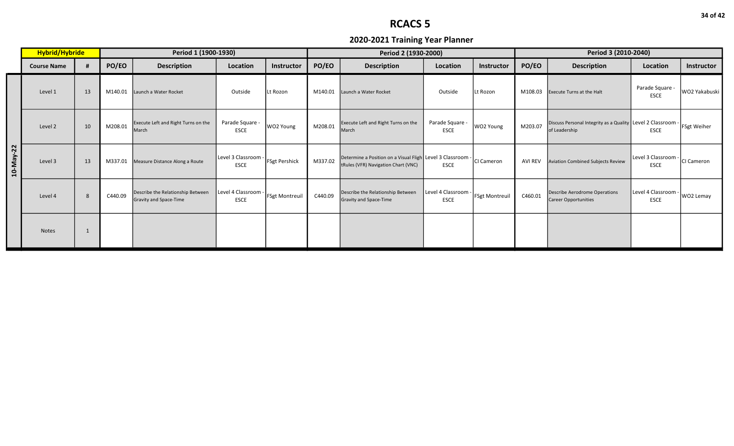# RCACS 5

## 2020-2021 Training Year Planner

| | Hybrid/Hybride | | Period 1 (1900-1930) | | | | Period 2 (1930-2000) | | | | Period 3 (2010-2040) | | | |
|---|---|---|---|---|---|---|---|---|---|---|---|---|---|---|
| | **Course Name** | **#** | **PO/EO** | **Description** | **Location** | **Instructor** | **PO/EO** | **Description** | **Location** | **Instructor** | **PO/EO** | **Description** | **Location** | **Instructor** |
| 10-May-22 | Level 1 | 13 | M140.01 | Launch a Water Rocket | Outside | Lt Rozon | M140.01 | Launch a Water Rocket | Outside | Lt Rozon | M108.03 | Execute Turns at the Halt | Parade Square - ESCE | WO2 Yakabuski |
| | Level 2 | 10 | M208.01 | Execute Left and Right Turns on the March | Parade Square - ESCE | WO2 Young | M208.01 | Execute Left and Right Turns on the March | Parade Square - ESCE | WO2 Young | M203.07 | Discuss Personal Integrity as a Quality of Leadership | Level 2 Classroom - ESCE | FSgt Weiher |
| | Level 3 | 13 | M337.01 | Measure Distance Along a Route | Level 3 Classroom - ESCE | FSgt Pershick | M337.02 | Determine a Position on a Visual Fligh tRules (VFR) Navigation Chart (VNC) | Level 3 Classroom - ESCE | CI Cameron | AVI REV | Aviation Combined Subjects Review | Level 3 Classroom - ESCE | CI Cameron |
| | Level 4 | 8 | C440.09 | Describe the Relationship Between Gravity and Space-Time | Level 4 Classroom - ESCE | FSgt Montreuil | C440.09 | Describe the Relationship Between Gravity and Space-Time | Level 4 Classroom - ESCE | FSgt Montreuil | C460.01 | Describe Aerodrome Operations Career Opportunities | Level 4 Classroom - ESCE | WO2 Lemay |
| | Notes | 1 | | | | | | | | | | | | |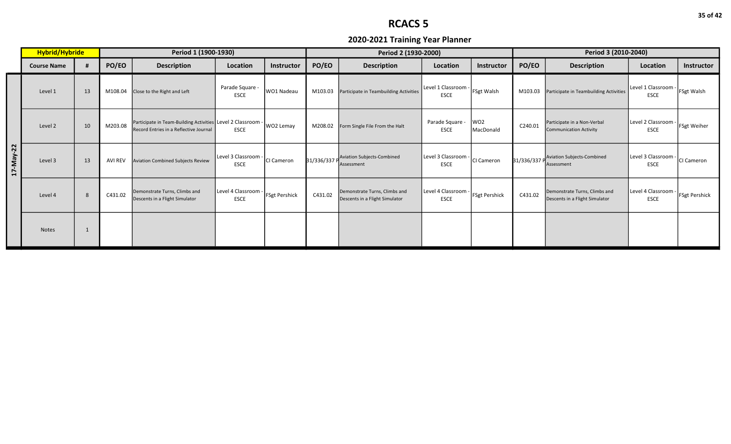# RCACS 5

## 2020-2021 Training Year Planner

| | Hybrid/Hybride | | Period 1 (1900-1930) | | | | Period 2 (1930-2000) | | | | Period 3 (2010-2040) | | | |
|---|---|---|---|---|---|---|---|---|---|---|---|---|---|---|
| | Course Name | # | PO/EO | Description | Location | Instructor | PO/EO | Description | Location | Instructor | PO/EO | Description | Location | Instructor |
| 17-May-22 | Level 1 | 13 | M108.04 | Close to the Right and Left | Parade Square - ESCE | WO1 Nadeau | M103.03 | Participate in Teambuilding Activities | Level 1 Classroom - ESCE | FSgt Walsh | M103.03 | Participate in Teambuilding Activities | Level 1 Classroom - ESCE | FSgt Walsh |
| | Level 2 | 10 | M203.08 | Participate in Team-Building Activities Record Entries in a Reflective Journal | Level 2 Classroom - ESCE | WO2 Lemay | M208.02 | Form Single File From the Halt | Parade Square - ESCE | WO2 MacDonald | C240.01 | Participate in a Non-Verbal Communication Activity | Level 2 Classroom - ESCE | FSgt Weiher |
| | Level 3 | 13 | AVI REV | Aviation Combined Subjects Review | Level 3 Classroom - ESCE | CI Cameron | 31/336/337 P | Aviation Subjects-Combined Assessment | Level 3 Classroom - ESCE | CI Cameron | 31/336/337 P | Aviation Subjects-Combined Assessment | Level 3 Classroom - ESCE | CI Cameron |
| | Level 4 | 8 | C431.02 | Demonstrate Turns, Climbs and Descents in a Flight Simulator | Level 4 Classroom - ESCE | FSgt Pershick | C431.02 | Demonstrate Turns, Climbs and Descents in a Flight Simulator | Level 4 Classroom - ESCE | FSgt Pershick | C431.02 | Demonstrate Turns, Climbs and Descents in a Flight Simulator | Level 4 Classroom - ESCE | FSgt Pershick |
| | Notes | 1 | | | | | | | | | | | | |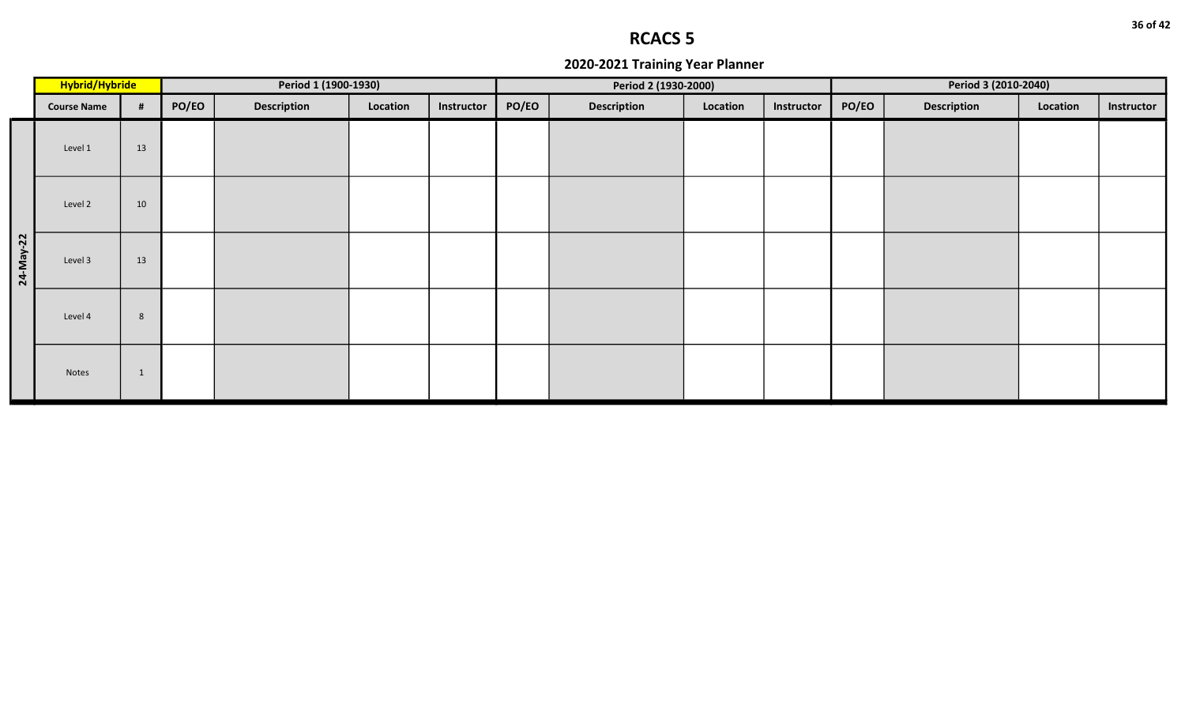# RCACS 5

## 2020-2021 Training Year Planner

| | Hybrid/Hybride | | Period 1 (1900-1930) | | | | Period 2 (1930-2000) | | | | Period 3 (2010-2040) | | | |
|---|---|---|---|---|---|---|---|---|---|---|---|---|---|---|
| | Course Name | # | PO/EO | Description | Location | Instructor | PO/EO | Description | Location | Instructor | PO/EO | Description | Location | Instructor |
| 24-May-22 | Level 1 | 13 | | | | | | | | | | | | |
| | Level 2 | 10 | | | | | | | | | | | | |
| | Level 3 | 13 | | | | | | | | | | | | |
| | Level 4 | 8 | | | | | | | | | | | | |
| | Notes | 1 | | | | | | | | | | | | |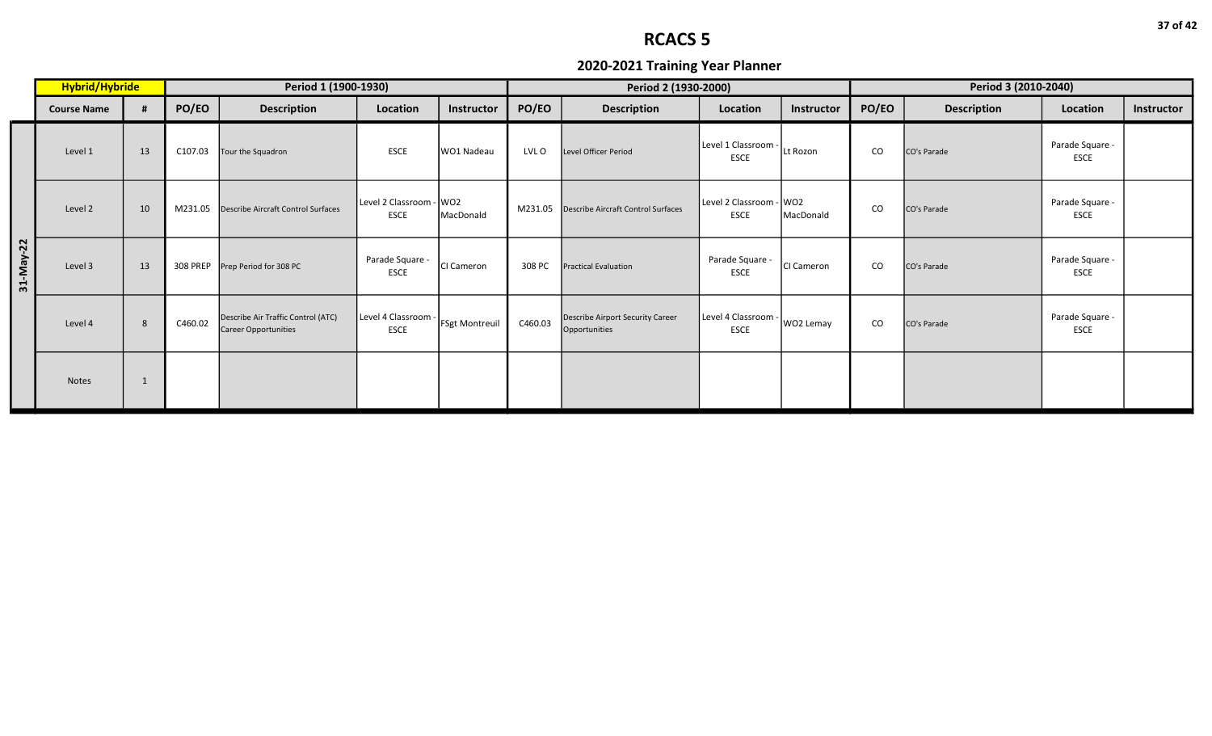# RCACS 5

## 2020-2021 Training Year Planner

| | Hybrid/Hybride | | Period 1 (1900-1930) | | | | Period 2 (1930-2000) | | | | Period 3 (2010-2040) | | | |
|---|---|---|---|---|---|---|---|---|---|---|---|---|---|---|
| | Course Name | # | PO/EO | Description | Location | Instructor | PO/EO | Description | Location | Instructor | PO/EO | Description | Location | Instructor |
| 31-May-22 | Level 1 | 13 | C107.03 | Tour the Squadron | ESCE | WO1 Nadeau | LVL O | Level Officer Period | Level 1 Classroom - ESCE | Lt Rozon | CO | CO's Parade | Parade Square - ESCE | |
| | Level 2 | 10 | M231.05 | Describe Aircraft Control Surfaces | Level 2 Classroom - ESCE | WO2 MacDonald | M231.05 | Describe Aircraft Control Surfaces | Level 2 Classroom - ESCE | WO2 MacDonald | CO | CO's Parade | Parade Square - ESCE | |
| | Level 3 | 13 | 308 PREP | Prep Period for 308 PC | Parade Square - ESCE | CI Cameron | 308 PC | Practical Evaluation | Parade Square - ESCE | CI Cameron | CO | CO's Parade | Parade Square - ESCE | |
| | Level 4 | 8 | C460.02 | Describe Air Traffic Control (ATC) Career Opportunities | Level 4 Classroom - ESCE | FSgt Montreuil | C460.03 | Describe Airport Security Career Opportunities | Level 4 Classroom - ESCE | WO2 Lemay | CO | CO's Parade | Parade Square - ESCE | |
| | Notes | 1 | | | | | | | | | | | | |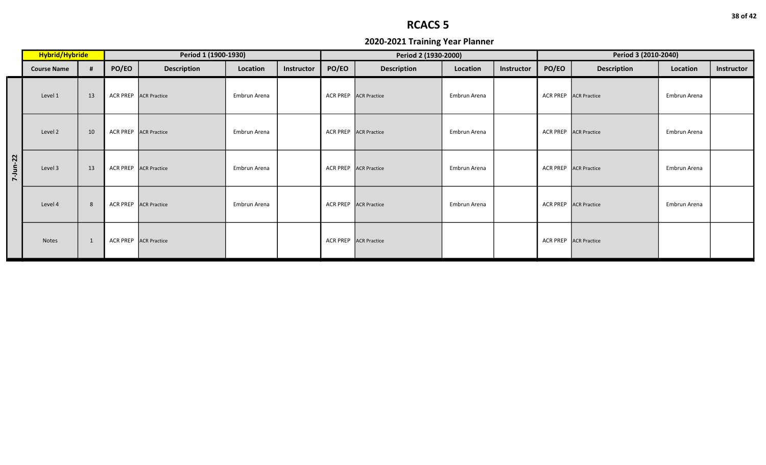# RCACS 5

## 2020-2021 Training Year Planner

| | Hybrid/Hybride | | Period 1 (1900-1930) | | | | Period 2 (1930-2000) | | | | Period 3 (2010-2040) | | | |
|---|---|---|---|---|---|---|---|---|---|---|---|---|---|---|
| | **Course Name** | **#** | **PO/EO** | **Description** | **Location** | **Instructor** | **PO/EO** | **Description** | **Location** | **Instructor** | **PO/EO** | **Description** | **Location** | **Instructor** |
| 7-Jun-22 | Level 1 | 13 | ACR PREP | ACR Practice | Embrun Arena | | ACR PREP | ACR Practice | Embrun Arena | | ACR PREP | ACR Practice | Embrun Arena | |
| | Level 2 | 10 | ACR PREP | ACR Practice | Embrun Arena | | ACR PREP | ACR Practice | Embrun Arena | | ACR PREP | ACR Practice | Embrun Arena | |
| | Level 3 | 13 | ACR PREP | ACR Practice | Embrun Arena | | ACR PREP | ACR Practice | Embrun Arena | | ACR PREP | ACR Practice | Embrun Arena | |
| | Level 4 | 8 | ACR PREP | ACR Practice | Embrun Arena | | ACR PREP | ACR Practice | Embrun Arena | | ACR PREP | ACR Practice | Embrun Arena | |
| | Notes | 1 | ACR PREP | ACR Practice | | | ACR PREP | ACR Practice | | | ACR PREP | ACR Practice | | |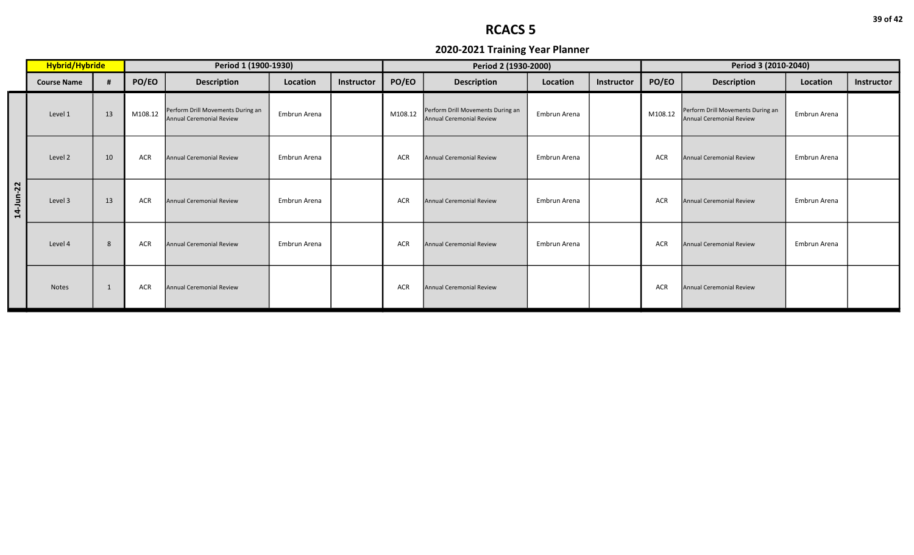# RCACS 5

## 2020-2021 Training Year Planner

| | Hybrid/Hybride | | Period 1 (1900-1930) | | | | Period 2 (1930-2000) | | | | Period 3 (2010-2040) | | | |
|---|---|---|---|---|---|---|---|---|---|---|---|---|---|---|
| | Course Name | # | PO/EO | Description | Location | Instructor | PO/EO | Description | Location | Instructor | PO/EO | Description | Location | Instructor |
| 14-Jun-22 | Level 1 | 13 | M108.12 | Perform Drill Movements During an Annual Ceremonial Review | Embrun Arena | | M108.12 | Perform Drill Movements During an Annual Ceremonial Review | Embrun Arena | | M108.12 | Perform Drill Movements During an Annual Ceremonial Review | Embrun Arena | |
| | Level 2 | 10 | ACR | Annual Ceremonial Review | Embrun Arena | | ACR | Annual Ceremonial Review | Embrun Arena | | ACR | Annual Ceremonial Review | Embrun Arena | |
| | Level 3 | 13 | ACR | Annual Ceremonial Review | Embrun Arena | | ACR | Annual Ceremonial Review | Embrun Arena | | ACR | Annual Ceremonial Review | Embrun Arena | |
| | Level 4 | 8 | ACR | Annual Ceremonial Review | Embrun Arena | | ACR | Annual Ceremonial Review | Embrun Arena | | ACR | Annual Ceremonial Review | Embrun Arena | |
| | Notes | 1 | ACR | Annual Ceremonial Review | | | ACR | Annual Ceremonial Review | | | ACR | Annual Ceremonial Review | | |